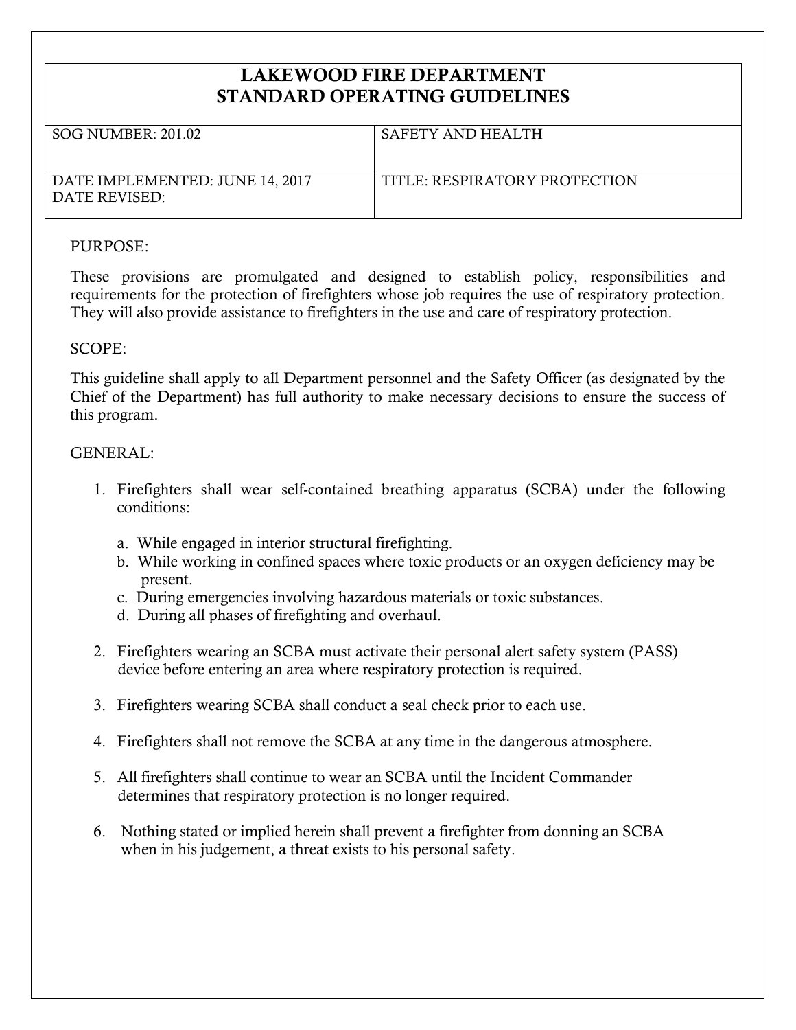# LAKEWOOD FIRE DEPARTMENT
# STANDARD OPERATING GUIDELINES

| SOG NUMBER: 201.02 | SAFETY AND HEALTH |
| --- | --- |
| DATE IMPLEMENTED: JUNE 14, 2017<br>DATE REVISED: | TITLE: RESPIRATORY PROTECTION |

PURPOSE:

These provisions are promulgated and designed to establish policy, responsibilities and requirements for the protection of firefighters whose job requires the use of respiratory protection. They will also provide assistance to firefighters in the use and care of respiratory protection.

SCOPE:

This guideline shall apply to all Department personnel and the Safety Officer (as designated by the Chief of the Department) has full authority to make necessary decisions to ensure the success of this program.

GENERAL:

1. Firefighters shall wear self-contained breathing apparatus (SCBA) under the following conditions:

   a. While engaged in interior structural firefighting.
   b. While working in confined spaces where toxic products or an oxygen deficiency may be present.
   c. During emergencies involving hazardous materials or toxic substances.
   d. During all phases of firefighting and overhaul.

2. Firefighters wearing an SCBA must activate their personal alert safety system (PASS) device before entering an area where respiratory protection is required.

3. Firefighters wearing SCBA shall conduct a seal check prior to each use.

4. Firefighters shall not remove the SCBA at any time in the dangerous atmosphere.

5. All firefighters shall continue to wear an SCBA until the Incident Commander determines that respiratory protection is no longer required.

6. Nothing stated or implied herein shall prevent a firefighter from donning an SCBA when in his judgement, a threat exists to his personal safety.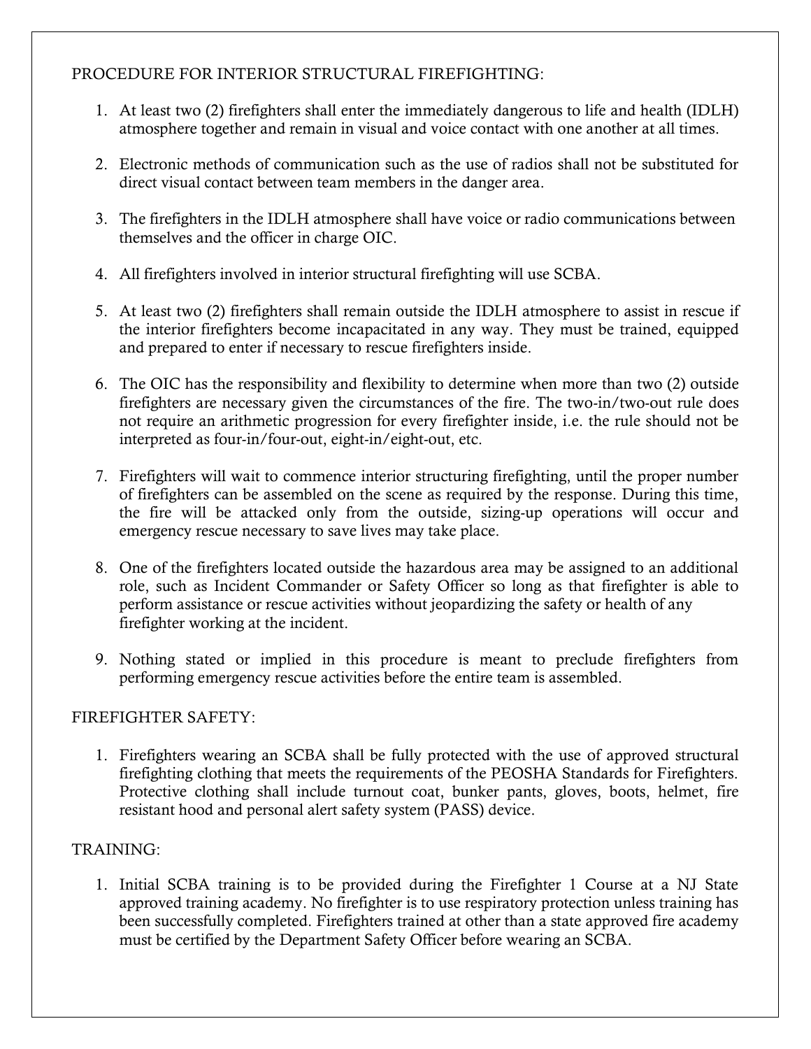PROCEDURE FOR INTERIOR STRUCTURAL FIREFIGHTING:

1. At least two (2) firefighters shall enter the immediately dangerous to life and health (IDLH) atmosphere together and remain in visual and voice contact with one another at all times.

2. Electronic methods of communication such as the use of radios shall not be substituted for direct visual contact between team members in the danger area.

3. The firefighters in the IDLH atmosphere shall have voice or radio communications between themselves and the officer in charge OIC.

4. All firefighters involved in interior structural firefighting will use SCBA.

5. At least two (2) firefighters shall remain outside the IDLH atmosphere to assist in rescue if the interior firefighters become incapacitated in any way. They must be trained, equipped and prepared to enter if necessary to rescue firefighters inside.

6. The OIC has the responsibility and flexibility to determine when more than two (2) outside firefighters are necessary given the circumstances of the fire. The two-in/two-out rule does not require an arithmetic progression for every firefighter inside, i.e. the rule should not be interpreted as four-in/four-out, eight-in/eight-out, etc.

7. Firefighters will wait to commence interior structuring firefighting, until the proper number of firefighters can be assembled on the scene as required by the response. During this time, the fire will be attacked only from the outside, sizing-up operations will occur and emergency rescue necessary to save lives may take place.

8. One of the firefighters located outside the hazardous area may be assigned to an additional role, such as Incident Commander or Safety Officer so long as that firefighter is able to perform assistance or rescue activities without jeopardizing the safety or health of any firefighter working at the incident.

9. Nothing stated or implied in this procedure is meant to preclude firefighters from performing emergency rescue activities before the entire team is assembled.

FIREFIGHTER SAFETY:

1. Firefighters wearing an SCBA shall be fully protected with the use of approved structural firefighting clothing that meets the requirements of the PEOSHA Standards for Firefighters. Protective clothing shall include turnout coat, bunker pants, gloves, boots, helmet, fire resistant hood and personal alert safety system (PASS) device.

TRAINING:

1. Initial SCBA training is to be provided during the Firefighter 1 Course at a NJ State approved training academy. No firefighter is to use respiratory protection unless training has been successfully completed. Firefighters trained at other than a state approved fire academy must be certified by the Department Safety Officer before wearing an SCBA.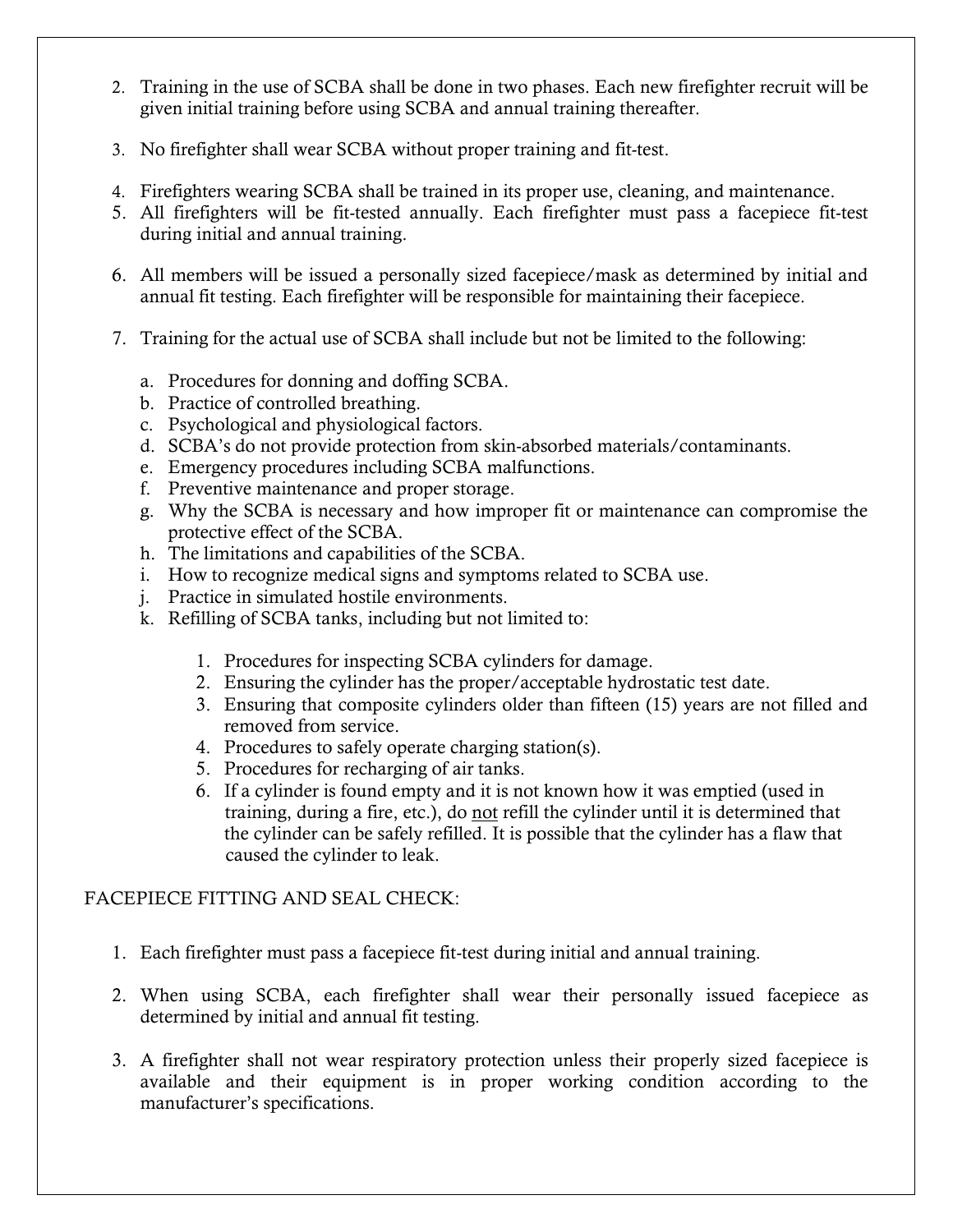2. Training in the use of SCBA shall be done in two phases. Each new firefighter recruit will be given initial training before using SCBA and annual training thereafter.

3. No firefighter shall wear SCBA without proper training and fit-test.

4. Firefighters wearing SCBA shall be trained in its proper use, cleaning, and maintenance.

5. All firefighters will be fit-tested annually. Each firefighter must pass a facepiece fit-test during initial and annual training.

6. All members will be issued a personally sized facepiece/mask as determined by initial and annual fit testing. Each firefighter will be responsible for maintaining their facepiece.

7. Training for the actual use of SCBA shall include but not be limited to the following:

   a. Procedures for donning and doffing SCBA.
   b. Practice of controlled breathing.
   c. Psychological and physiological factors.
   d. SCBA's do not provide protection from skin-absorbed materials/contaminants.
   e. Emergency procedures including SCBA malfunctions.
   f. Preventive maintenance and proper storage.
   g. Why the SCBA is necessary and how improper fit or maintenance can compromise the protective effect of the SCBA.
   h. The limitations and capabilities of the SCBA.
   i. How to recognize medical signs and symptoms related to SCBA use.
   j. Practice in simulated hostile environments.
   k. Refilling of SCBA tanks, including but not limited to:

      1. Procedures for inspecting SCBA cylinders for damage.
      2. Ensuring the cylinder has the proper/acceptable hydrostatic test date.
      3. Ensuring that composite cylinders older than fifteen (15) years are not filled and removed from service.
      4. Procedures to safely operate charging station(s).
      5. Procedures for recharging of air tanks.
      6. If a cylinder is found empty and it is not known how it was emptied (used in training, during a fire, etc.), do <u>not</u> refill the cylinder until it is determined that the cylinder can be safely refilled. It is possible that the cylinder has a flaw that caused the cylinder to leak.

FACEPIECE FITTING AND SEAL CHECK:

1. Each firefighter must pass a facepiece fit-test during initial and annual training.

2. When using SCBA, each firefighter shall wear their personally issued facepiece as determined by initial and annual fit testing.

3. A firefighter shall not wear respiratory protection unless their properly sized facepiece is available and their equipment is in proper working condition according to the manufacturer's specifications.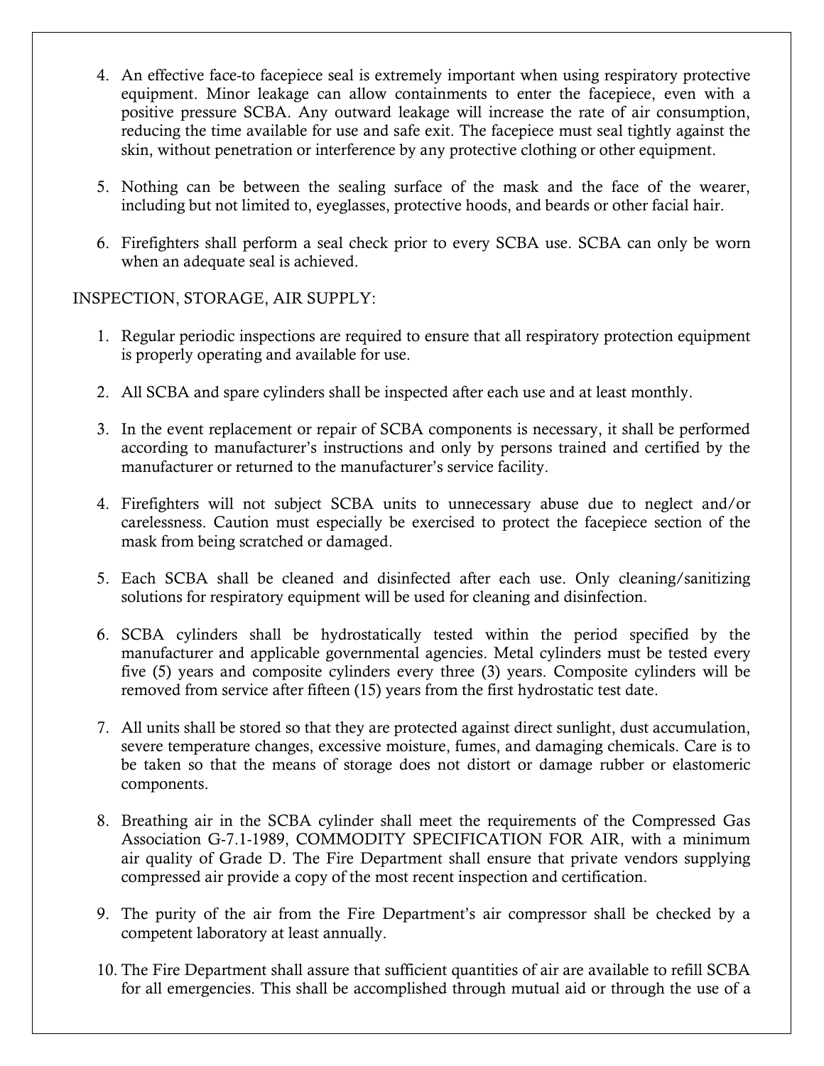4. An effective face-to facepiece seal is extremely important when using respiratory protective equipment. Minor leakage can allow containments to enter the facepiece, even with a positive pressure SCBA. Any outward leakage will increase the rate of air consumption, reducing the time available for use and safe exit. The facepiece must seal tightly against the skin, without penetration or interference by any protective clothing or other equipment.

5. Nothing can be between the sealing surface of the mask and the face of the wearer, including but not limited to, eyeglasses, protective hoods, and beards or other facial hair.

6. Firefighters shall perform a seal check prior to every SCBA use. SCBA can only be worn when an adequate seal is achieved.

INSPECTION, STORAGE, AIR SUPPLY:

1. Regular periodic inspections are required to ensure that all respiratory protection equipment is properly operating and available for use.

2. All SCBA and spare cylinders shall be inspected after each use and at least monthly.

3. In the event replacement or repair of SCBA components is necessary, it shall be performed according to manufacturer's instructions and only by persons trained and certified by the manufacturer or returned to the manufacturer's service facility.

4. Firefighters will not subject SCBA units to unnecessary abuse due to neglect and/or carelessness. Caution must especially be exercised to protect the facepiece section of the mask from being scratched or damaged.

5. Each SCBA shall be cleaned and disinfected after each use. Only cleaning/sanitizing solutions for respiratory equipment will be used for cleaning and disinfection.

6. SCBA cylinders shall be hydrostatically tested within the period specified by the manufacturer and applicable governmental agencies. Metal cylinders must be tested every five (5) years and composite cylinders every three (3) years. Composite cylinders will be removed from service after fifteen (15) years from the first hydrostatic test date.

7. All units shall be stored so that they are protected against direct sunlight, dust accumulation, severe temperature changes, excessive moisture, fumes, and damaging chemicals. Care is to be taken so that the means of storage does not distort or damage rubber or elastomeric components.

8. Breathing air in the SCBA cylinder shall meet the requirements of the Compressed Gas Association G-7.1-1989, COMMODITY SPECIFICATION FOR AIR, with a minimum air quality of Grade D. The Fire Department shall ensure that private vendors supplying compressed air provide a copy of the most recent inspection and certification.

9. The purity of the air from the Fire Department's air compressor shall be checked by a competent laboratory at least annually.

10. The Fire Department shall assure that sufficient quantities of air are available to refill SCBA for all emergencies. This shall be accomplished through mutual aid or through the use of a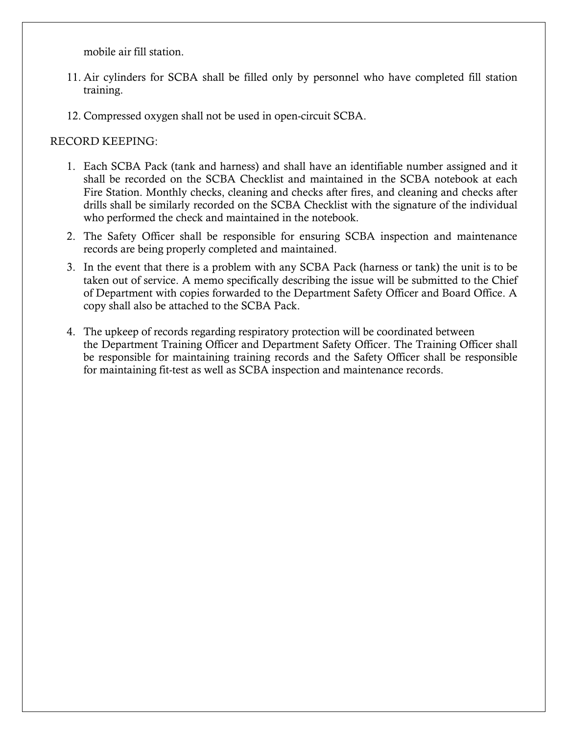mobile air fill station.

11. Air cylinders for SCBA shall be filled only by personnel who have completed fill station training.

12. Compressed oxygen shall not be used in open-circuit SCBA.

RECORD KEEPING:

1. Each SCBA Pack (tank and harness) and shall have an identifiable number assigned and it shall be recorded on the SCBA Checklist and maintained in the SCBA notebook at each Fire Station. Monthly checks, cleaning and checks after fires, and cleaning and checks after drills shall be similarly recorded on the SCBA Checklist with the signature of the individual who performed the check and maintained in the notebook.
2. The Safety Officer shall be responsible for ensuring SCBA inspection and maintenance records are being properly completed and maintained.
3. In the event that there is a problem with any SCBA Pack (harness or tank) the unit is to be taken out of service. A memo specifically describing the issue will be submitted to the Chief of Department with copies forwarded to the Department Safety Officer and Board Office. A copy shall also be attached to the SCBA Pack.

4. The upkeep of records regarding respiratory protection will be coordinated between the Department Training Officer and Department Safety Officer. The Training Officer shall be responsible for maintaining training records and the Safety Officer shall be responsible for maintaining fit-test as well as SCBA inspection and maintenance records.